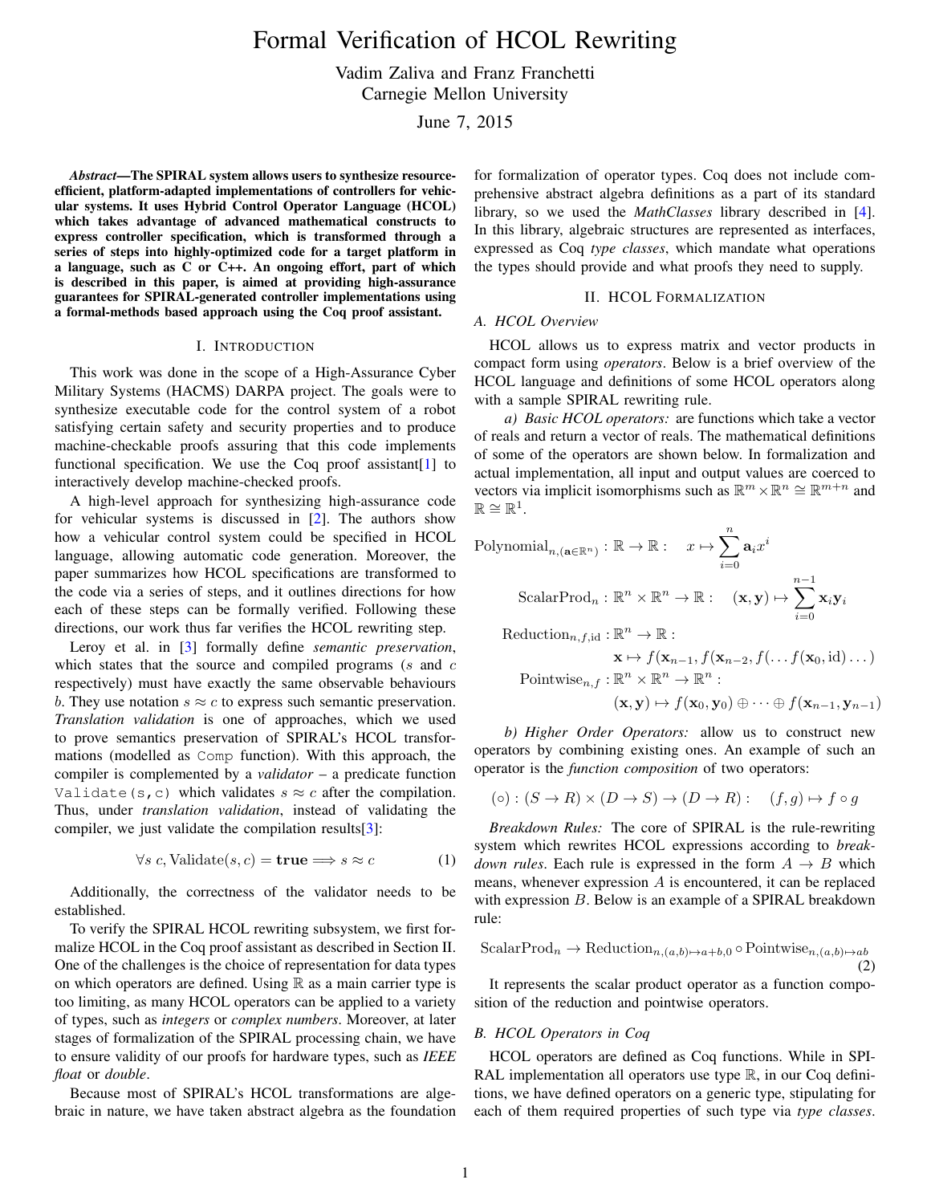# Formal Verification of HCOL Rewriting

Vadim Zaliva and Franz Franchetti
Carnegie Mellon University

June 7, 2015

***Abstract*—The SPIRAL system allows users to synthesize resource-efficient, platform-adapted implementations of controllers for vehicular systems. It uses Hybrid Control Operator Language (HCOL) which takes advantage of advanced mathematical constructs to express controller specification, which is transformed through a series of steps into highly-optimized code for a target platform in a language, such as C or C++. An ongoing effort, part of which is described in this paper, is aimed at providing high-assurance guarantees for SPIRAL-generated controller implementations using a formal-methods based approach using the Coq proof assistant.**

## I. Introduction

This work was done in the scope of a High-Assurance Cyber Military Systems (HACMS) DARPA project. The goals were to synthesize executable code for the control system of a robot satisfying certain safety and security properties and to produce machine-checkable proofs assuring that this code implements functional specification. We use the Coq proof assistant[1] to interactively develop machine-checked proofs.

A high-level approach for synthesizing high-assurance code for vehicular systems is discussed in [2]. The authors show how a vehicular control system could be specified in HCOL language, allowing automatic code generation. Moreover, the paper summarizes how HCOL specifications are transformed to the code via a series of steps, and it outlines directions for how each of these steps can be formally verified. Following these directions, our work thus far verifies the HCOL rewriting step.

Leroy et al. in [3] formally define *semantic preservation*, which states that the source and compiled programs ($s$ and $c$ respectively) must have exactly the same observable behaviours $b$. They use notation $s \approx c$ to express such semantic preservation. *Translation validation* is one of approaches, which we used to prove semantics preservation of SPIRAL's HCOL transformations (modelled as `Comp` function). With this approach, the compiler is complemented by a *validator* – a predicate function `Validate(s,c)` which validates $s \approx c$ after the compilation. Thus, under *translation validation*, instead of validating the compiler, we just validate the compilation results[3]:

$$\forall s\ c, \text{Validate}(s, c) = \mathbf{true} \Longrightarrow s \approx c \tag{1}$$

Additionally, the correctness of the validator needs to be established.

To verify the SPIRAL HCOL rewriting subsystem, we first formalize HCOL in the Coq proof assistant as described in Section II. One of the challenges is the choice of representation for data types on which operators are defined. Using $\mathbb{R}$ as a main carrier type is too limiting, as many HCOL operators can be applied to a variety of types, such as *integers* or *complex numbers*. Moreover, at later stages of formalization of the SPIRAL processing chain, we have to ensure validity of our proofs for hardware types, such as *IEEE float* or *double*.

Because most of SPIRAL's HCOL transformations are algebraic in nature, we have taken abstract algebra as the foundation for formalization of operator types. Coq does not include comprehensive abstract algebra definitions as a part of its standard library, so we used the *MathClasses* library described in [4]. In this library, algebraic structures are represented as interfaces, expressed as Coq *type classes*, which mandate what operations the types should provide and what proofs they need to supply.

## II. HCOL Formalization

### A. HCOL Overview

HCOL allows us to express matrix and vector products in compact form using *operators*. Below is a brief overview of the HCOL language and definitions of some HCOL operators along with a sample SPIRAL rewriting rule.

*a) Basic HCOL operators:* are functions which take a vector of reals and return a vector of reals. The mathematical definitions of some of the operators are shown below. In formalization and actual implementation, all input and output values are coerced to vectors via implicit isomorphisms such as $\mathbb{R}^m \times \mathbb{R}^n \cong \mathbb{R}^{m+n}$ and $\mathbb{R} \cong \mathbb{R}^1$.

$$\text{Polynomial}_{n,(\mathbf{a}\in\mathbb{R}^n)} : \mathbb{R} \to \mathbb{R} : \quad x \mapsto \sum_{i=0}^{n} \mathbf{a}_i x^i$$

$$\text{ScalarProd}_n : \mathbb{R}^n \times \mathbb{R}^n \to \mathbb{R} : \quad (\mathbf{x}, \mathbf{y}) \mapsto \sum_{i=0}^{n-1} \mathbf{x}_i \mathbf{y}_i$$

$$\text{Reduction}_{n,f,\text{id}} : \mathbb{R}^n \to \mathbb{R} : \quad \mathbf{x} \mapsto f(\mathbf{x}_{n-1}, f(\mathbf{x}_{n-2}, f(\dots f(\mathbf{x}_0, \text{id}) \dots)$$

$$\text{Pointwise}_{n,f} : \mathbb{R}^n \times \mathbb{R}^n \to \mathbb{R}^n : \quad (\mathbf{x}, \mathbf{y}) \mapsto f(\mathbf{x}_0, \mathbf{y}_0) \oplus \dots \oplus f(\mathbf{x}_{n-1}, \mathbf{y}_{n-1})$$

*b) Higher Order Operators:* allow us to construct new operators by combining existing ones. An example of such an operator is the *function composition* of two operators:

$$(\circ) : (S \to R) \times (D \to S) \to (D \to R) : \quad (f, g) \mapsto f \circ g$$

*Breakdown Rules:* The core of SPIRAL is the rule-rewriting system which rewrites HCOL expressions according to *breakdown rules*. Each rule is expressed in the form $A \to B$ which means, whenever expression $A$ is encountered, it can be replaced with expression $B$. Below is an example of a SPIRAL breakdown rule:

$$\text{ScalarProd}_n \to \text{Reduction}_{n,(a,b)\mapsto a+b,0} \circ \text{Pointwise}_{n,(a,b)\mapsto ab} \tag{2}$$

It represents the scalar product operator as a function composition of the reduction and pointwise operators.

### B. HCOL Operators in Coq

HCOL operators are defined as Coq functions. While in SPIRAL implementation all operators use type $\mathbb{R}$, in our Coq definitions, we have defined operators on a generic type, stipulating for each of them required properties of such type via *type classes*.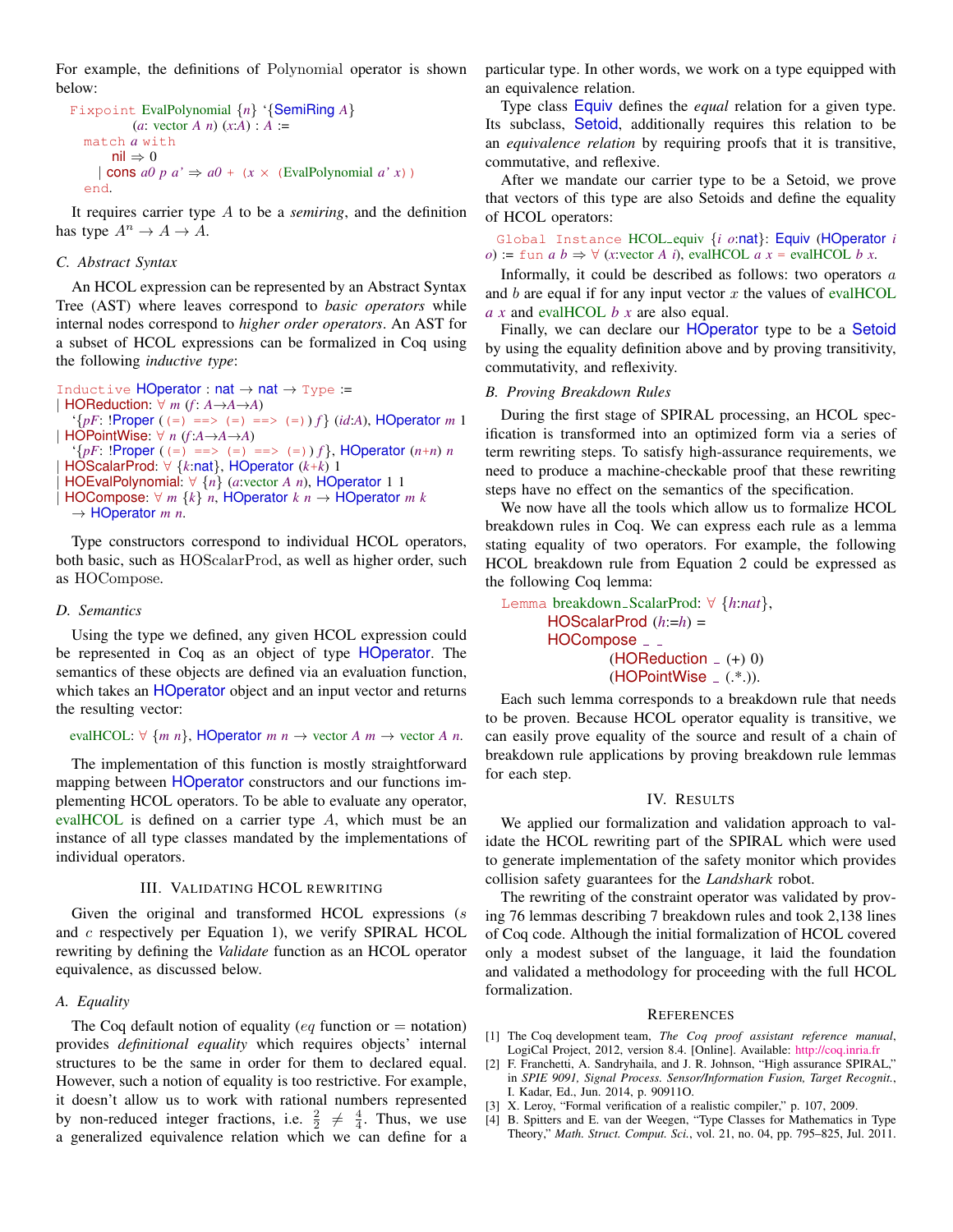For example, the definitions of Polynomial operator is shown below:

```
Fixpoint EvalPolynomial {n} `{SemiRing A}
         (a: vector A n) (x:A) : A :=
  match a with
      nil ⇒ 0
    | cons a0 p a' ⇒ a0 + (x × (EvalPolynomial a' x))
  end.
```

It requires carrier type $A$ to be a *semiring*, and the definition has type $A^n \to A \to A$.

### C. Abstract Syntax

An HCOL expression can be represented by an Abstract Syntax Tree (AST) where leaves correspond to *basic operators* while internal nodes correspond to *higher order operators*. An AST for a subset of HCOL expressions can be formalized in Coq using the following *inductive type*:

```
Inductive HOperator : nat → nat → Type :=
| HOReduction: ∀ m (f: A→A→A)
   `{pF: !Proper ((=) ==> (=) ==> (=)) f} (id:A), HOperator m 1
| HOPointWise: ∀ n (f:A→A→A)
   `{pF: !Proper ((=) ==> (=) ==> (=)) f}, HOperator (n+n) n
| HOScalarProd: ∀ {k:nat}, HOperator (k+k) 1
| HOEvalPolynomial: ∀ {n} (a:vector A n), HOperator 1 1
| HOCompose: ∀ m {k} n, HOperator k n → HOperator m k
   → HOperator m n.
```

Type constructors correspond to individual HCOL operators, both basic, such as HOScalarProd, as well as higher order, such as HOCompose.

### D. Semantics

Using the type we defined, any given HCOL expression could be represented in Coq as an object of type HOperator. The semantics of these objects are defined via an evaluation function, which takes an HOperator object and an input vector and returns the resulting vector:

```
evalHCOL: ∀ {m n}, HOperator m n → vector A m → vector A n.
```

The implementation of this function is mostly straightforward mapping between HOperator constructors and our functions implementing HCOL operators. To be able to evaluate any operator, evalHCOL is defined on a carrier type $A$, which must be an instance of all type classes mandated by the implementations of individual operators.

## III. Validating HCOL rewriting

Given the original and transformed HCOL expressions ($s$ and $c$ respectively per Equation 1), we verify SPIRAL HCOL rewriting by defining the *Validate* function as an HCOL operator equivalence, as discussed below.

### A. Equality

The Coq default notion of equality (*eq* function or = notation) provides *definitional equality* which requires objects' internal structures to be the same in order for them to declared equal. However, such a notion of equality is too restrictive. For example, it doesn't allow us to work with rational numbers represented by non-reduced integer fractions, i.e. $\frac{2}{2} \neq \frac{4}{4}$. Thus, we use a generalized equivalence relation which we can define for a particular type. In other words, we work on a type equipped with an equivalence relation.

Type class Equiv defines the *equal* relation for a given type. Its subclass, Setoid, additionally requires this relation to be an *equivalence relation* by requiring proofs that it is transitive, commutative, and reflexive.

After we mandate our carrier type to be a Setoid, we prove that vectors of this type are also Setoids and define the equality of HCOL operators:

```
Global Instance HCOL_equiv {i o:nat}: Equiv (HOperator i o) := fun a b ⇒ ∀ (x:vector A i), evalHCOL a x = evalHCOL b x.
```

Informally, it could be described as follows: two operators $a$ and $b$ are equal if for any input vector $x$ the values of evalHCOL $a$ $x$ and evalHCOL $b$ $x$ are also equal.

Finally, we can declare our HOperator type to be a Setoid by using the equality definition above and by proving transitivity, commutativity, and reflexivity.

### B. Proving Breakdown Rules

During the first stage of SPIRAL processing, an HCOL specification is transformed into an optimized form via a series of term rewriting steps. To satisfy high-assurance requirements, we need to produce a machine-checkable proof that these rewriting steps have no effect on the semantics of the specification.

We now have all the tools which allow us to formalize HCOL breakdown rules in Coq. We can express each rule as a lemma stating equality of two operators. For example, the following HCOL breakdown rule from Equation 2 could be expressed as the following Coq lemma:

```
Lemma breakdown_ScalarProd: ∀ {h:nat},
      HOScalarProd (h:=h) =
      HOCompose _ _
              (HOReduction _ (+) 0)
              (HOPointWise _ (.*.)).
```

Each such lemma corresponds to a breakdown rule that needs to be proven. Because HCOL operator equality is transitive, we can easily prove equality of the source and result of a chain of breakdown rule applications by proving breakdown rule lemmas for each step.

## IV. Results

We applied our formalization and validation approach to validate the HCOL rewriting part of the SPIRAL which were used to generate implementation of the safety monitor which provides collision safety guarantees for the *Landshark* robot.

The rewriting of the constraint operator was validated by proving 76 lemmas describing 7 breakdown rules and took 2,138 lines of Coq code. Although the initial formalization of HCOL covered only a modest subset of the language, it laid the foundation and validated a methodology for proceeding with the full HCOL formalization.

## References

[1] The Coq development team, *The Coq proof assistant reference manual*, LogiCal Project, 2012, version 8.4. [Online]. Available: http://coq.inria.fr

[2] F. Franchetti, A. Sandryhaila, and J. R. Johnson, "High assurance SPIRAL," in *SPIE 9091, Signal Process. Sensor/Information Fusion, Target Recognit.*, I. Kadar, Ed., Jun. 2014, p. 90911O.

[3] X. Leroy, "Formal verification of a realistic compiler," p. 107, 2009.

[4] B. Spitters and E. van der Weegen, "Type Classes for Mathematics in Type Theory," *Math. Struct. Comput. Sci.*, vol. 21, no. 04, pp. 795–825, Jul. 2011.